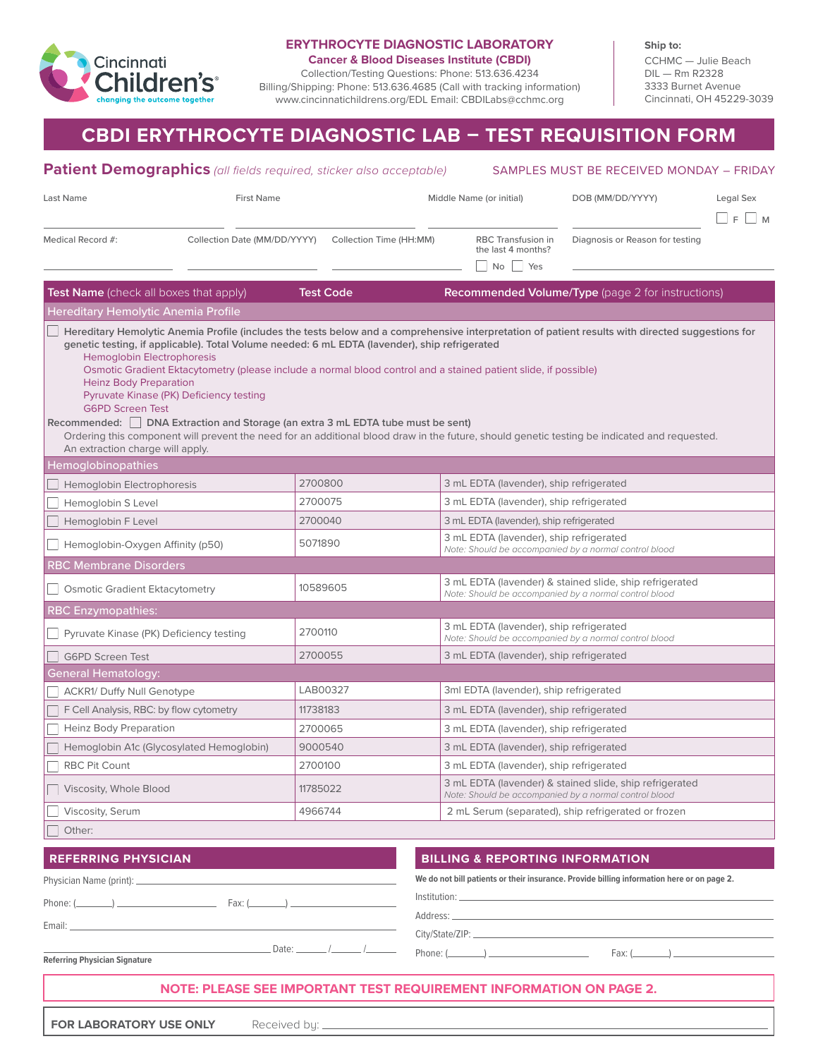Cincinnati Children's
changing the outcome together

**ERYTHROCYTE DIAGNOSTIC LABORATORY**
**Cancer & Blood Diseases Institute (CBDI)**
Collection/Testing Questions: Phone: 513.636.4234
Billing/Shipping: Phone: 513.636.4685 (Call with tracking information)
www.cincinnatichildrens.org/EDL Email: CBDILabs@cchmc.org

**Ship to:**
CCHMC — Julie Beach
DIL — Rm R2328
3333 Burnet Avenue
Cincinnati, OH 45229-3039

# CBDI ERYTHROCYTE DIAGNOSTIC LAB – TEST REQUISITION FORM

## Patient Demographics *(all fields required, sticker also acceptable)*

SAMPLES MUST BE RECEIVED MONDAY – FRIDAY

Last Name: ____________ First Name: ____________ Middle Name (or initial): ____________ DOB (MM/DD/YYYY): ____________ Legal Sex: ☐ F ☐ M

Medical Record #: ____________ Collection Date (MM/DD/YYYY): ____________ Collection Time (HH:MM): ____________ RBC Transfusion in the last 4 months? ☐ No ☐ Yes Diagnosis or Reason for testing: ____________

| Test Name (check all boxes that apply) | Test Code | Recommended Volume/Type (page 2 for instructions) |
|---|---|---|
| **Hereditary Hemolytic Anemia Profile** | | |
| ☐ **Hereditary Hemolytic Anemia Profile (includes the tests below and a comprehensive interpretation of patient results with directed suggestions for genetic testing, if applicable). Total Volume needed: 6 mL EDTA (lavender), ship refrigerated**<br>Hemoglobin Electrophoresis<br>Osmotic Gradient Ektacytometry (please include a normal blood control and a stained patient slide, if possible)<br>Heinz Body Preparation<br>Pyruvate Kinase (PK) Deficiency testing<br>G6PD Screen Test<br>Recommended: ☐ **DNA Extraction and Storage (an extra 3 mL EDTA tube must be sent)**<br>Ordering this component will prevent the need for an additional blood draw in the future, should genetic testing be indicated and requested. An extraction charge will apply. | | |
| **Hemoglobinopathies** | | |
| ☐ Hemoglobin Electrophoresis | 2700800 | 3 mL EDTA (lavender), ship refrigerated |
| ☐ Hemoglobin S Level | 2700075 | 3 mL EDTA (lavender), ship refrigerated |
| ☐ Hemoglobin F Level | 2700040 | 3 mL EDTA (lavender), ship refrigerated |
| ☐ Hemoglobin-Oxygen Affinity (p50) | 5071890 | 3 mL EDTA (lavender), ship refrigerated<br>*Note: Should be accompanied by a normal control blood* |
| **RBC Membrane Disorders** | | |
| ☐ Osmotic Gradient Ektacytometry | 10589605 | 3 mL EDTA (lavender) & stained slide, ship refrigerated<br>*Note: Should be accompanied by a normal control blood* |
| **RBC Enzymopathies:** | | |
| ☐ Pyruvate Kinase (PK) Deficiency testing | 2700110 | 3 mL EDTA (lavender), ship refrigerated<br>*Note: Should be accompanied by a normal control blood* |
| ☐ G6PD Screen Test | 2700055 | 3 mL EDTA (lavender), ship refrigerated |
| **General Hematology:** | | |
| ☐ ACKR1/ Duffy Null Genotype | LAB00327 | 3ml EDTA (lavender), ship refrigerated |
| ☐ F Cell Analysis, RBC: by flow cytometry | 11738183 | 3 mL EDTA (lavender), ship refrigerated |
| ☐ Heinz Body Preparation | 2700065 | 3 mL EDTA (lavender), ship refrigerated |
| ☐ Hemoglobin A1c (Glycosylated Hemoglobin) | 9000540 | 3 mL EDTA (lavender), ship refrigerated |
| ☐ RBC Pit Count | 2700100 | 3 mL EDTA (lavender), ship refrigerated |
| ☐ Viscosity, Whole Blood | 11785022 | 3 mL EDTA (lavender) & stained slide, ship refrigerated<br>*Note: Should be accompanied by a normal control blood* |
| ☐ Viscosity, Serum | 4966744 | 2 mL Serum (separated), ship refrigerated or frozen |
| ☐ Other: | | |

## REFERRING PHYSICIAN

Physician Name (print): ____________

Phone: (____) ____________ Fax: (____) ____________

Email: ____________

____________ Date: ____/____/____
**Referring Physician Signature**

## BILLING & REPORTING INFORMATION

**We do not bill patients or their insurance. Provide billing information here or on page 2.**

Institution: ____________

Address: ____________

City/State/ZIP: ____________

Phone: (____) ____________ Fax: (____) ____________

**NOTE: PLEASE SEE IMPORTANT TEST REQUIREMENT INFORMATION ON PAGE 2.**

**FOR LABORATORY USE ONLY** Received by: ____________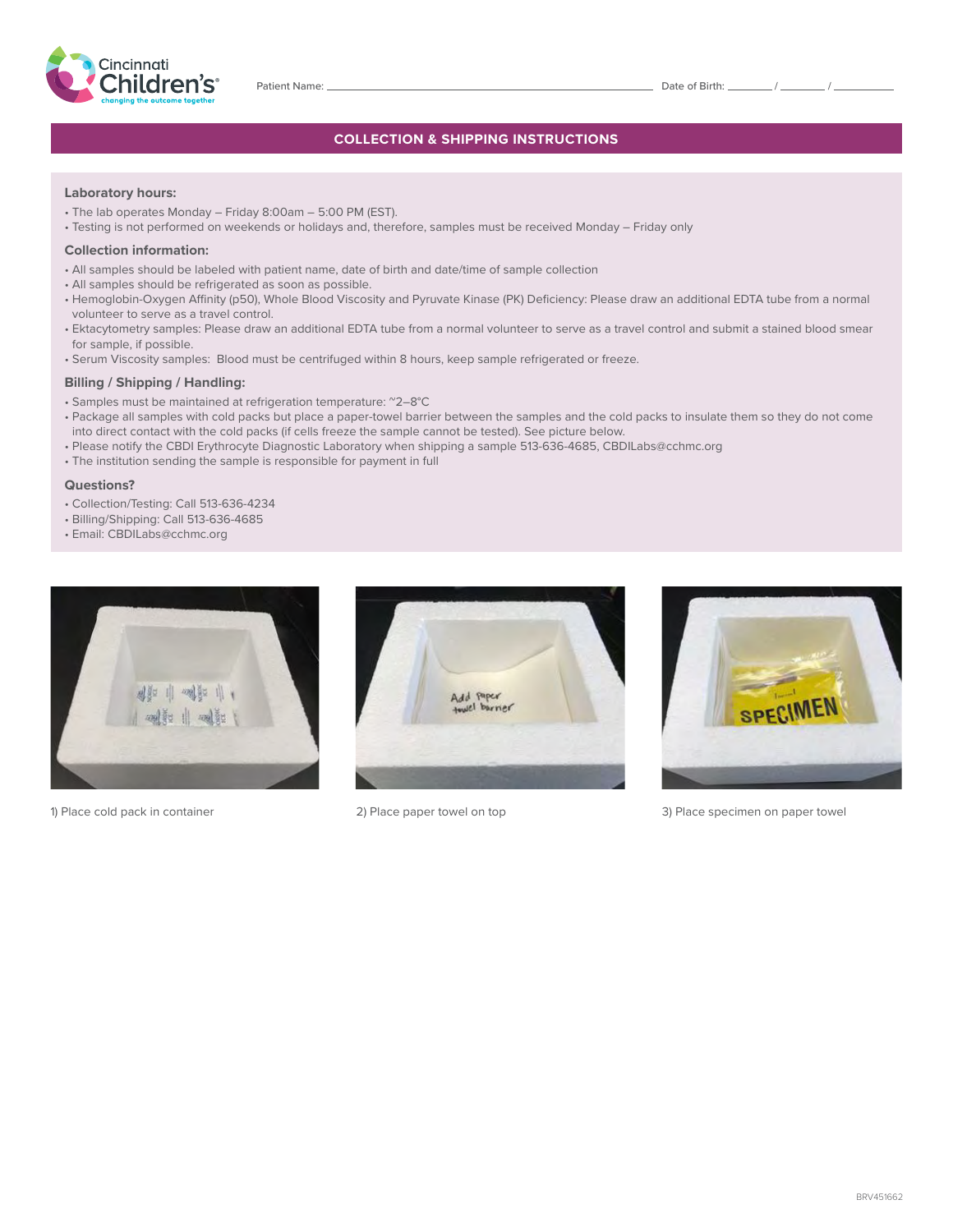Patient Name: ______________________________ Date of Birth: ______ / ______ / ________

## COLLECTION & SHIPPING INSTRUCTIONS

### Laboratory hours:

- The lab operates Monday – Friday 8:00am – 5:00 PM (EST).
- Testing is not performed on weekends or holidays and, therefore, samples must be received Monday – Friday only

### Collection information:

- All samples should be labeled with patient name, date of birth and date/time of sample collection
- All samples should be refrigerated as soon as possible.
- Hemoglobin-Oxygen Affinity (p50), Whole Blood Viscosity and Pyruvate Kinase (PK) Deficiency: Please draw an additional EDTA tube from a normal volunteer to serve as a travel control.
- Ektacytometry samples: Please draw an additional EDTA tube from a normal volunteer to serve as a travel control and submit a stained blood smear for sample, if possible.
- Serum Viscosity samples: Blood must be centrifuged within 8 hours, keep sample refrigerated or freeze.

### Billing / Shipping / Handling:

- Samples must be maintained at refrigeration temperature: ~2–8°C
- Package all samples with cold packs but place a paper-towel barrier between the samples and the cold packs to insulate them so they do not come into direct contact with the cold packs (if cells freeze the sample cannot be tested). See picture below.
- Please notify the CBDI Erythrocyte Diagnostic Laboratory when shipping a sample 513-636-4685, CBDILabs@cchmc.org
- The institution sending the sample is responsible for payment in full

### Questions?

- Collection/Testing: Call 513-636-4234
- Billing/Shipping: Call 513-636-4685
- Email: CBDILabs@cchmc.org

1) Place cold pack in container

2) Place paper towel on top

3) Place specimen on paper towel

BRV451662